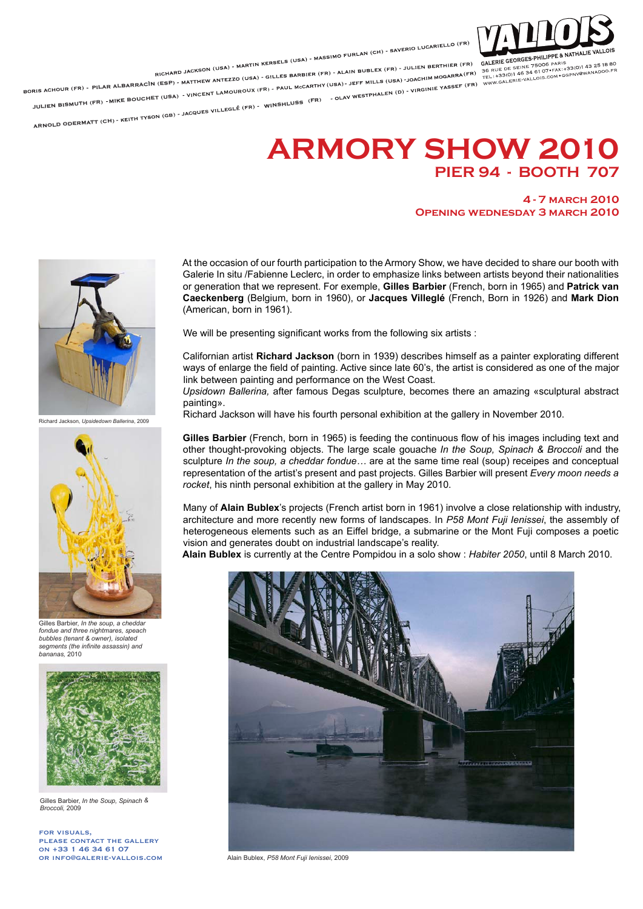RICHARD JACKSON (USA) - MARTIN KERSELS (USA) - MASSIMO FURLAN (CH) - SAVERIO LUCARIELLO (FR)
BORIS ACHOUR (FR) - PILAR ALBARRACÍN (ESP) - MATTHEW ANTEZZO (USA) - GILLES BARBIER (FR) - ALAIN BUBLEX (FR) - JULIEN BERTHIER (FR)
JULIEN BISMUTH (FR) - MIKE BOUCHET (USA) - VINCENT LAMOUROUX (FR) - PAUL McCARTHY (USA) - JEFF MILLS (USA) - JOACHIM MOGARRA (FR)
ARNOLD ODERMATT (CH) - KEITH TYSON (GB) - JACQUES VILLEGLÉ (FR) - WINSHLUSS (FR) - OLAV WESTPHALEN (D) - VIRGINIE YASSEF (FR)

**VALLOIS**
GALERIE GEORGES-PHILIPPE & NATHALIE VALLOIS
36 RUE DE SEINE 75006 PARIS
TEL.: +33(0)1 46 34 61 07 • FAX: +33(0)1 43 25 18 80
WWW.GALERIE-VALLOIS.COM • GGPNV@WANADOO.FR

# ARMORY SHOW 2010

## PIER 94 - BOOTH 707

### 4 - 7 MARCH 2010
### OPENING WEDNESDAY 3 MARCH 2010

At the occasion of our fourth participation to the Armory Show, we have decided to share our booth with Galerie In situ /Fabienne Leclerc, in order to emphasize links between artists beyond their nationalities or generation that we represent. For exemple, **Gilles Barbier** (French, born in 1965) and **Patrick van Caeckenberg** (Belgium, born in 1960), or **Jacques Villeglé** (French, Born in 1926) and **Mark Dion** (American, born in 1961).

We will be presenting significant works from the following six artists :

Californian artist **Richard Jackson** (born in 1939) describes himself as a painter explorating different ways of enlarge the field of painting. Active since late 60's, the artist is considered as one of the major link between painting and performance on the West Coast.
*Upsidown Ballerina,* after famous Degas sculpture, becomes there an amazing «sculptural abstract painting».
Richard Jackson will have his fourth personal exhibition at the gallery in November 2010.

Richard Jackson, *Upsidedown Ballerina*, 2009

**Gilles Barbier** (French, born in 1965) is feeding the continuous flow of his images including text and other thought-provoking objects. The large scale gouache *In the Soup, Spinach & Broccoli* and the sculpture *In the soup, a cheddar fondue*… are at the same time real (soup) receipes and conceptual representation of the artist's present and past projects. Gilles Barbier will present *Every moon needs a rocket*, his ninth personal exhibition at the gallery in May 2010.

Gilles Barbier, *In the soup, a cheddar fondue and three nightmares, speach bubbles (tenant & owner), isolated segments (the infinite assassin) and bananas,* 2010

Gilles Barbier, *In the Soup, Spinach & Broccoli,* 2009

Many of **Alain Bublex**'s projects (French artist born in 1961) involve a close relationship with industry, architecture and more recently new forms of landscapes. In *P58 Mont Fuji Ienissei*, the assembly of heterogeneous elements such as an Eiffel bridge, a submarine or the Mont Fuji composes a poetic vision and generates doubt on industrial landscape's reality.
**Alain Bublex** is currently at the Centre Pompidou in a solo show : *Habiter 2050*, until 8 March 2010.

Alain Bublex, *P58 Mont Fuji Ienissei*, 2009

FOR VISUALS,
PLEASE CONTACT THE GALLERY
ON +33 1 46 34 61 07
OR INFO@GALERIE-VALLOIS.COM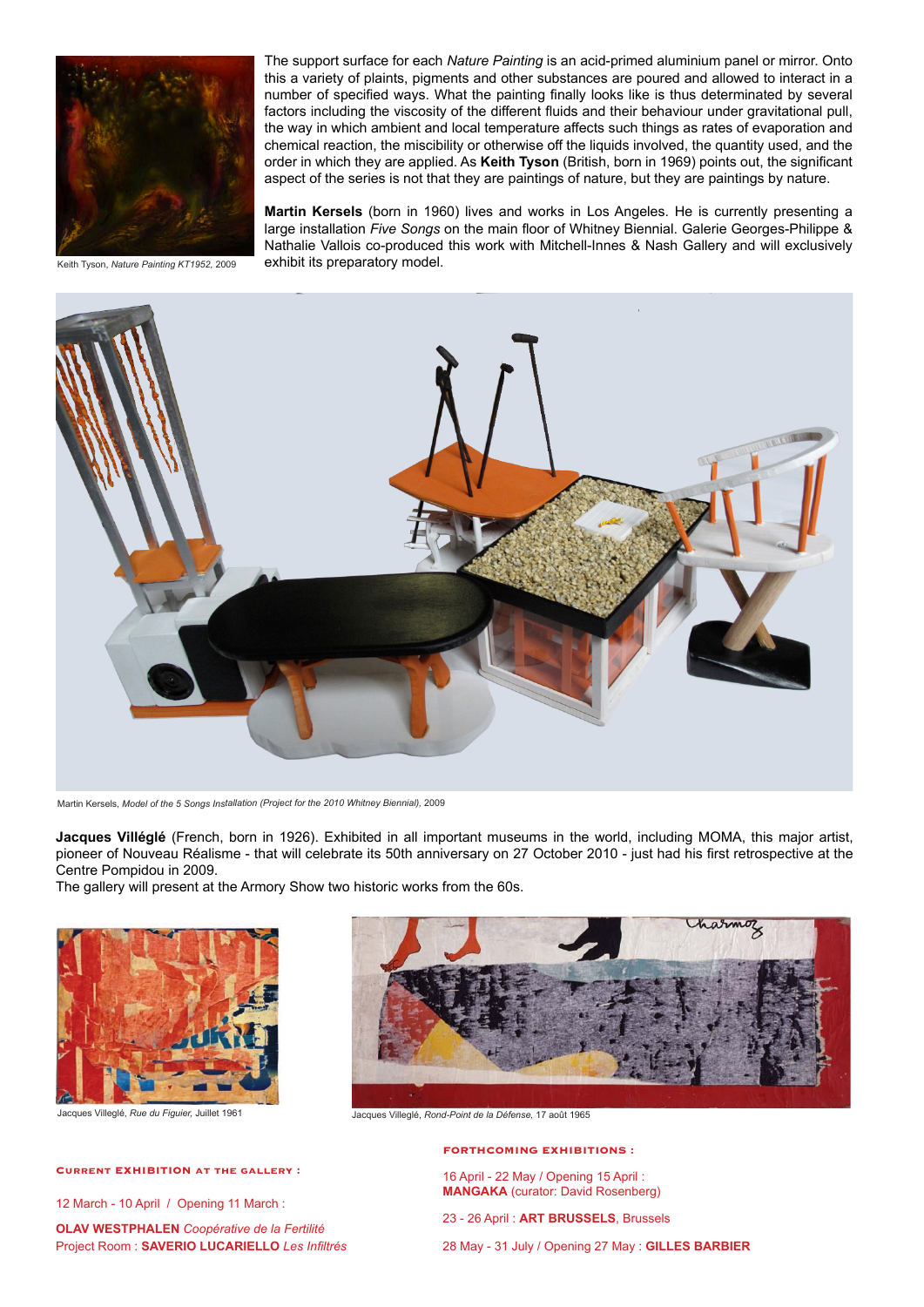Keith Tyson, *Nature Painting KT1952*, 2009

The support surface for each *Nature Painting* is an acid-primed aluminium panel or mirror. Onto this a variety of plaints, pigments and other substances are poured and allowed to interact in a number of specified ways. What the painting finally looks like is thus determinated by several factors including the viscosity of the different fluids and their behaviour under gravitational pull, the way in which ambient and local temperature affects such things as rates of evaporation and chemical reaction, the miscibility or otherwise off the liquids involved, the quantity used, and the order in which they are applied. As **Keith Tyson** (British, born in 1969) points out, the significant aspect of the series is not that they are paintings of nature, but they are paintings by nature.

**Martin Kersels** (born in 1960) lives and works in Los Angeles. He is currently presenting a large installation *Five Songs* on the main floor of Whitney Biennial. Galerie Georges-Philippe & Nathalie Vallois co-produced this work with Mitchell-Innes & Nash Gallery and will exclusively exhibit its preparatory model.

Martin Kersels, *Model of the 5 Songs Installation (Project for the 2010 Whitney Biennial)*, 2009

**Jacques Villéglé** (French, born in 1926). Exhibited in all important museums in the world, including MOMA, this major artist, pioneer of Nouveau Réalisme - that will celebrate its 50th anniversary on 27 October 2010 - just had his first retrospective at the Centre Pompidou in 2009.
The gallery will present at the Armory Show two historic works from the 60s.

Jacques Villeglé, *Rue du Figuier*, Juillet 1961

Jacques Villeglé, *Rond-Point de la Défense*, 17 août 1965

## Current exhibition at the gallery :

12 March - 10 April / Opening 11 March :

**OLAV WESTPHALEN** *Coopérative de la Fertilité*
Project Room : **SAVERIO LUCARIELLO** *Les Infiltrés*

## Forthcoming exhibitions :

16 April - 22 May / Opening 15 April :
**MANGAKA** (curator: David Rosenberg)

23 - 26 April : **ART BRUSSELS**, Brussels

28 May - 31 July / Opening 27 May : **GILLES BARBIER**